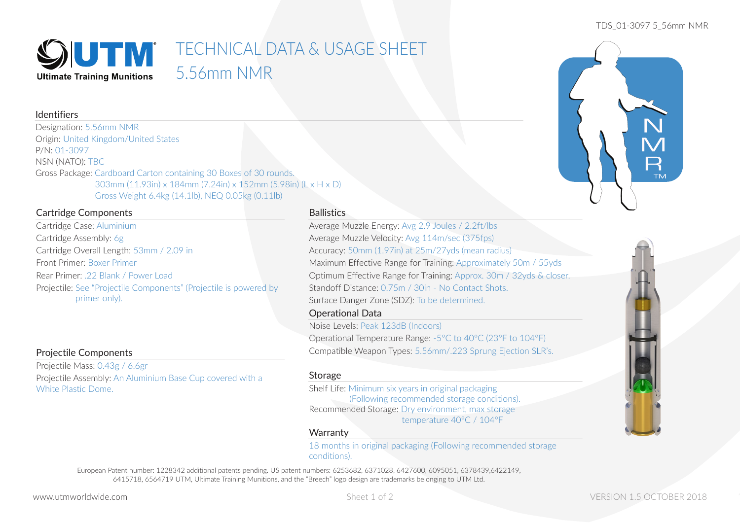TDS_01-3097 5_56mm NMR

**UTM** Ultimate Training Munitions

# TECHNICAL DATA & USAGE SHEET
# 5.56mm NMR

## Identifiers

Designation: 5.56mm NMR
Origin: United Kingdom/United States
P/N: 01-3097
NSN (NATO): TBC
Gross Package: Cardboard Carton containing 30 Boxes of 30 rounds.
303mm (11.93in) x 184mm (7.24in) x 152mm (5.98in) (L x H x D)
Gross Weight 6.4kg (14.1lb), NEQ 0.05kg (0.11lb)

## Cartridge Components

Cartridge Case: Aluminium
Cartridge Assembly: 6g
Cartridge Overall Length: 53mm / 2.09 in
Front Primer: Boxer Primer
Rear Primer: .22 Blank / Power Load
Projectile: See "Projectile Components" (Projectile is powered by primer only).

## Projectile Components

Projectile Mass: 0.43g / 6.6gr
Projectile Assembly: An Aluminium Base Cup covered with a White Plastic Dome.

## Ballistics

Average Muzzle Energy: Avg 2.9 Joules / 2.2ft/lbs
Average Muzzle Velocity: Avg 114m/sec (375fps)
Accuracy: 50mm (1.97in) at 25m/27yds (mean radius)
Maximum Effective Range for Training: Approximately 50m / 55yds
Optimum Effective Range for Training: Approx. 30m / 32yds & closer.
Standoff Distance: 0.75m / 30in - No Contact Shots.
Surface Danger Zone (SDZ): To be determined.

## Operational Data

Noise Levels: Peak 123dB (Indoors)
Operational Temperature Range: -5°C to 40°C (23°F to 104°F)
Compatible Weapon Types: 5.56mm/.223 Sprung Ejection SLR's.

## Storage

Shelf Life: Minimum six years in original packaging (Following recommended storage conditions).
Recommended Storage: Dry environment, max storage temperature 40°C / 104°F

## Warranty

18 months in original packaging (Following recommended storage conditions).

European Patent number: 1228342 additional patents pending. US patent numbers: 6253682, 6371028, 6427600, 6095051, 6378439,6422149, 6415718, 6564719 UTM, Ultimate Training Munitions, and the "Breech" logo design are trademarks belonging to UTM Ltd.

www.utmworldwide.com

VERSION 1.5 OCTOBER 2018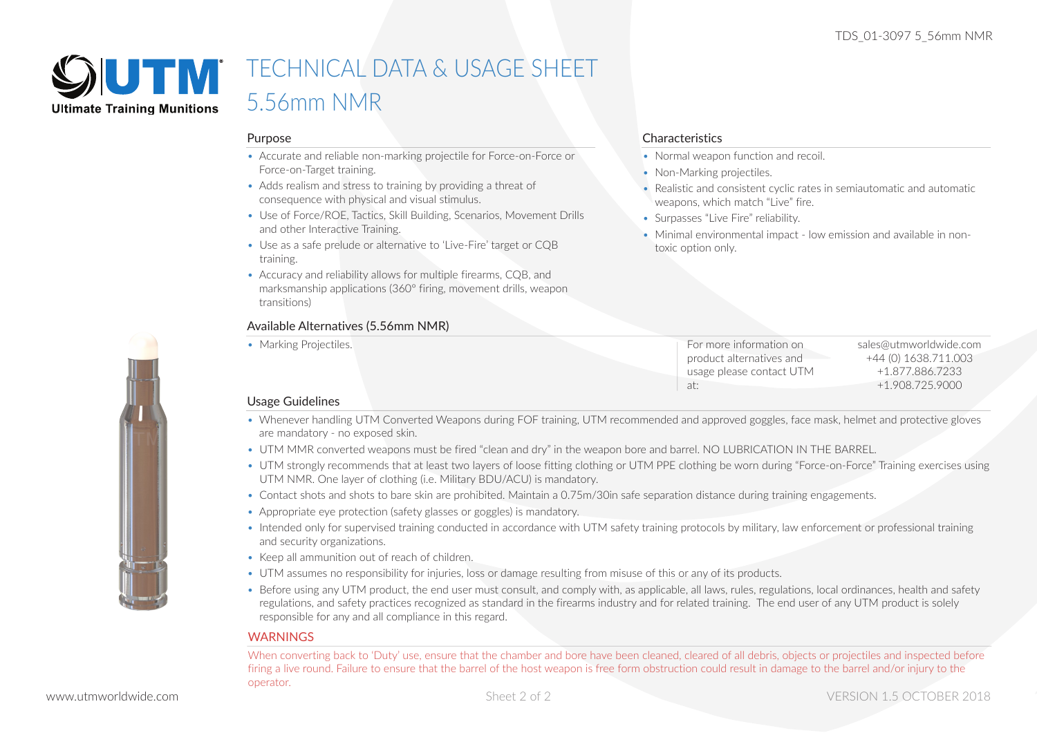# TECHNICAL DATA & USAGE SHEET 5.56mm NMR

## Purpose

- Accurate and reliable non-marking projectile for Force-on-Force or Force-on-Target training.
- Adds realism and stress to training by providing a threat of consequence with physical and visual stimulus.
- Use of Force/ROE, Tactics, Skill Building, Scenarios, Movement Drills and other Interactive Training.
- Use as a safe prelude or alternative to 'Live-Fire' target or CQB training.
- Accuracy and reliability allows for multiple firearms, CQB, and marksmanship applications (360° firing, movement drills, weapon transitions)

## Characteristics

- Normal weapon function and recoil.
- Non-Marking projectiles.
- Realistic and consistent cyclic rates in semiautomatic and automatic weapons, which match "Live" fire.
- Surpasses "Live Fire" reliability.
- Minimal environmental impact - low emission and available in non-toxic option only.

## Available Alternatives (5.56mm NMR)

- Marking Projectiles.

For more information on product alternatives and usage please contact UTM at:

sales@utmworldwide.com
+44 (0) 1638.711.003
+1.877.886.7233
+1.908.725.9000

## Usage Guidelines

- Whenever handling UTM Converted Weapons during FOF training, UTM recommended and approved goggles, face mask, helmet and protective gloves are mandatory - no exposed skin.
- UTM MMR converted weapons must be fired "clean and dry" in the weapon bore and barrel. NO LUBRICATION IN THE BARREL.
- UTM strongly recommends that at least two layers of loose fitting clothing or UTM PPE clothing be worn during "Force-on-Force" Training exercises using UTM NMR. One layer of clothing (i.e. Military BDU/ACU) is mandatory.
- Contact shots and shots to bare skin are prohibited. Maintain a 0.75m/30in safe separation distance during training engagements.
- Appropriate eye protection (safety glasses or goggles) is mandatory.
- Intended only for supervised training conducted in accordance with UTM safety training protocols by military, law enforcement or professional training and security organizations.
- Keep all ammunition out of reach of children.
- UTM assumes no responsibility for injuries, loss or damage resulting from misuse of this or any of its products.
- Before using any UTM product, the end user must consult, and comply with, as applicable, all laws, rules, regulations, local ordinances, health and safety regulations, and safety practices recognized as standard in the firearms industry and for related training. The end user of any UTM product is solely responsible for any and all compliance in this regard.

## WARNINGS

When converting back to 'Duty' use, ensure that the chamber and bore have been cleaned, cleared of all debris, objects or projectiles and inspected before firing a live round. Failure to ensure that the barrel of the host weapon is free form obstruction could result in damage to the barrel and/or injury to the operator.